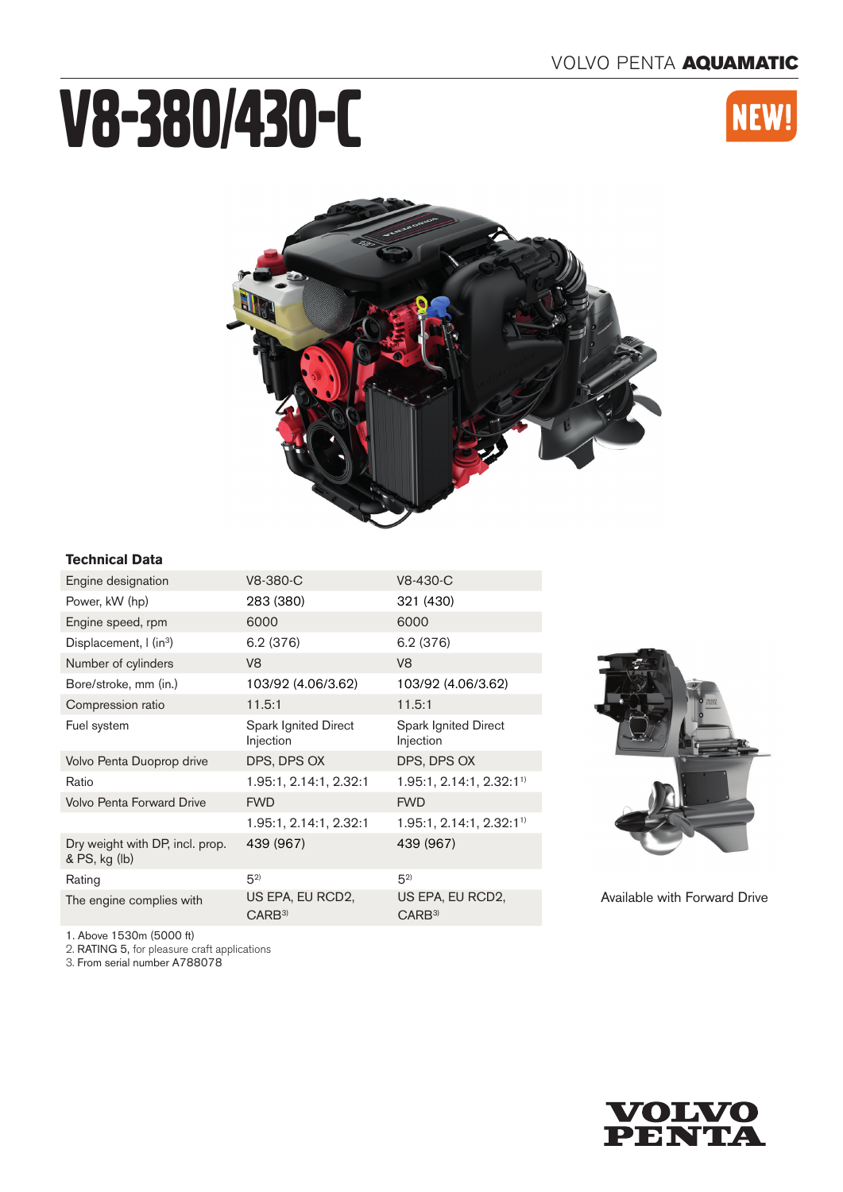VOLVO PENTA **AQUAMATIC**

# V8-380/430-C

NEW!

### Technical Data

| Engine designation | V8-380-C | V8-430-C |
|---|---|---|
| Power, kW (hp) | 283 (380) | 321 (430) |
| Engine speed, rpm | 6000 | 6000 |
| Displacement, l (in³) | 6.2 (376) | 6.2 (376) |
| Number of cylinders | V8 | V8 |
| Bore/stroke, mm (in.) | 103/92 (4.06/3.62) | 103/92 (4.06/3.62) |
| Compression ratio | 11.5:1 | 11.5:1 |
| Fuel system | Spark Ignited Direct Injection | Spark Ignited Direct Injection |
| Volvo Penta Duoprop drive | DPS, DPS OX | DPS, DPS OX |
| Ratio | 1.95:1, 2.14:1, 2.32:1 | 1.95:1, 2.14:1, 2.32:1[1] |
| Volvo Penta Forward Drive | FWD | FWD |
| | 1.95:1, 2.14:1, 2.32:1 | 1.95:1, 2.14:1, 2.32:1[1] |
| Dry weight with DP, incl. prop. & PS, kg (lb) | 439 (967) | 439 (967) |
| Rating | 5[2] | 5[2] |
| The engine complies with | US EPA, EU RCD2, CARB[3] | US EPA, EU RCD2, CARB[3] |

1. Above 1530m (5000 ft)
2. RATING 5, for pleasure craft applications
3. From serial number A788078

Available with Forward Drive

VOLVO PENTA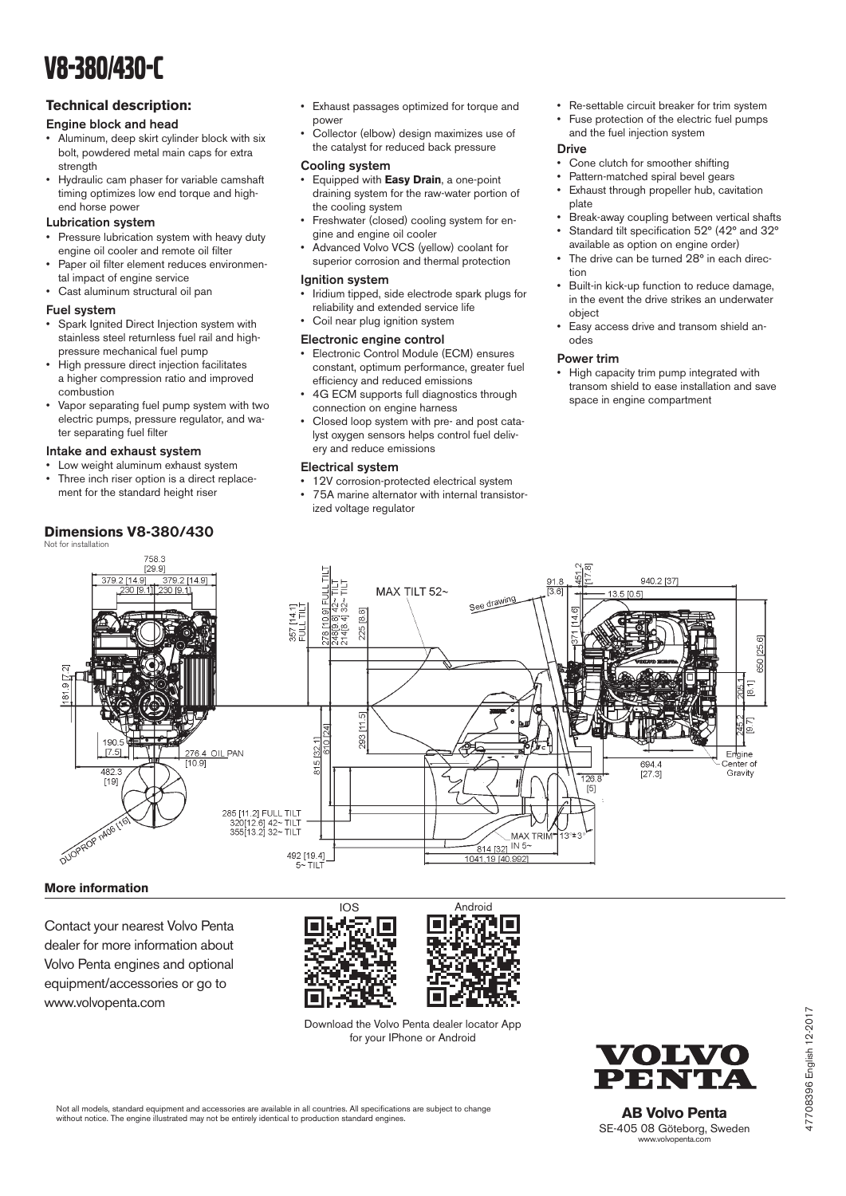# V8-380/430-C

## Technical description:

### Engine block and head

- Aluminum, deep skirt cylinder block with six bolt, powdered metal main caps for extra strength
- Hydraulic cam phaser for variable camshaft timing optimizes low end torque and high-end horse power

### Lubrication system

- Pressure lubrication system with heavy duty engine oil cooler and remote oil filter
- Paper oil filter element reduces environmental impact of engine service
- Cast aluminum structural oil pan

### Fuel system

- Spark Ignited Direct Injection system with stainless steel returnless fuel rail and high-pressure mechanical fuel pump
- High pressure direct injection facilitates a higher compression ratio and improved combustion
- Vapor separating fuel pump system with two electric pumps, pressure regulator, and water separating fuel filter

### Intake and exhaust system

- Low weight aluminum exhaust system
- Three inch riser option is a direct replacement for the standard height riser
- Exhaust passages optimized for torque and power
- Collector (elbow) design maximizes use of the catalyst for reduced back pressure

### Cooling system

- Equipped with **Easy Drain**, a one-point draining system for the raw-water portion of the cooling system
- Freshwater (closed) cooling system for engine and engine oil cooler
- Advanced Volvo VCS (yellow) coolant for superior corrosion and thermal protection

### Ignition system

- Iridium tipped, side electrode spark plugs for reliability and extended service life
- Coil near plug ignition system

### Electronic engine control

- Electronic Control Module (ECM) ensures constant, optimum performance, greater fuel efficiency and reduced emissions
- 4G ECM supports full diagnostics through connection on engine harness
- Closed loop system with pre- and post catalyst oxygen sensors helps control fuel delivery and reduce emissions

### Electrical system

- 12V corrosion-protected electrical system
- 75A marine alternator with internal transistorized voltage regulator
- Re-settable circuit breaker for trim system
- Fuse protection of the electric fuel pumps and the fuel injection system

### Drive

- Cone clutch for smoother shifting
- Pattern-matched spiral bevel gears
- Exhaust through propeller hub, cavitation plate
- Break-away coupling between vertical shafts
- Standard tilt specification 52° (42° and 32° available as option on engine order)
- The drive can be turned 28° in each direction
- Built-in kick-up function to reduce damage, in the event the drive strikes an underwater object
- Easy access drive and transom shield anodes

### Power trim

- High capacity trim pump integrated with transom shield to ease installation and save space in engine compartment

## Dimensions V8-380/430

Not for installation

758.3 [29.9]
379.2 [14.9] 379.2 [14.9]
230 [9.1] 230 [9.1]
181.9 [7.2]
190.5 [7.5]
276.4 OIL PAN [10.9]
482.3 [19]
DUOPROP r406 [16]
357 [14.1] FULL TILT
278 [10.9] FULL TILT
248 [9.8] 42~ TILT
214 [8.4] 32~ TILT
225 [8.8]
293 [11.5]
815 [32.1]
610 [24]
285 [11.2] FULL TILT
320 [12.6] 42~ TILT
355 [13.2] 32~ TILT
492 [19.4] 5~ TILT
MAX TILT 52~
See drawing
91.8 [3.6]
451.2 [17.8]
940.2 [37]
13.5 [0.5]
371 [14.6]
650 [25.6]
205.1 [8.1]
245.2 [9.7]
Engine Center of Gravity
694.4 [27.3]
126.8 [5]
MAX TRIM 13°±3°
IN 5~
814 [32]
1041.19 [40.992]

## More information

Contact your nearest Volvo Penta dealer for more information about Volvo Penta engines and optional equipment/accessories or go to www.volvopenta.com

IOS Android

Download the Volvo Penta dealer locator App for your IPhone or Android

Not all models, standard equipment and accessories are available in all countries. All specifications are subject to change without notice. The engine illustrated may not be entirely identical to production standard engines.

VOLVO PENTA

**AB Volvo Penta**
SE-405 08 Göteborg, Sweden
www.volvopenta.com

47708396 English 12-2017